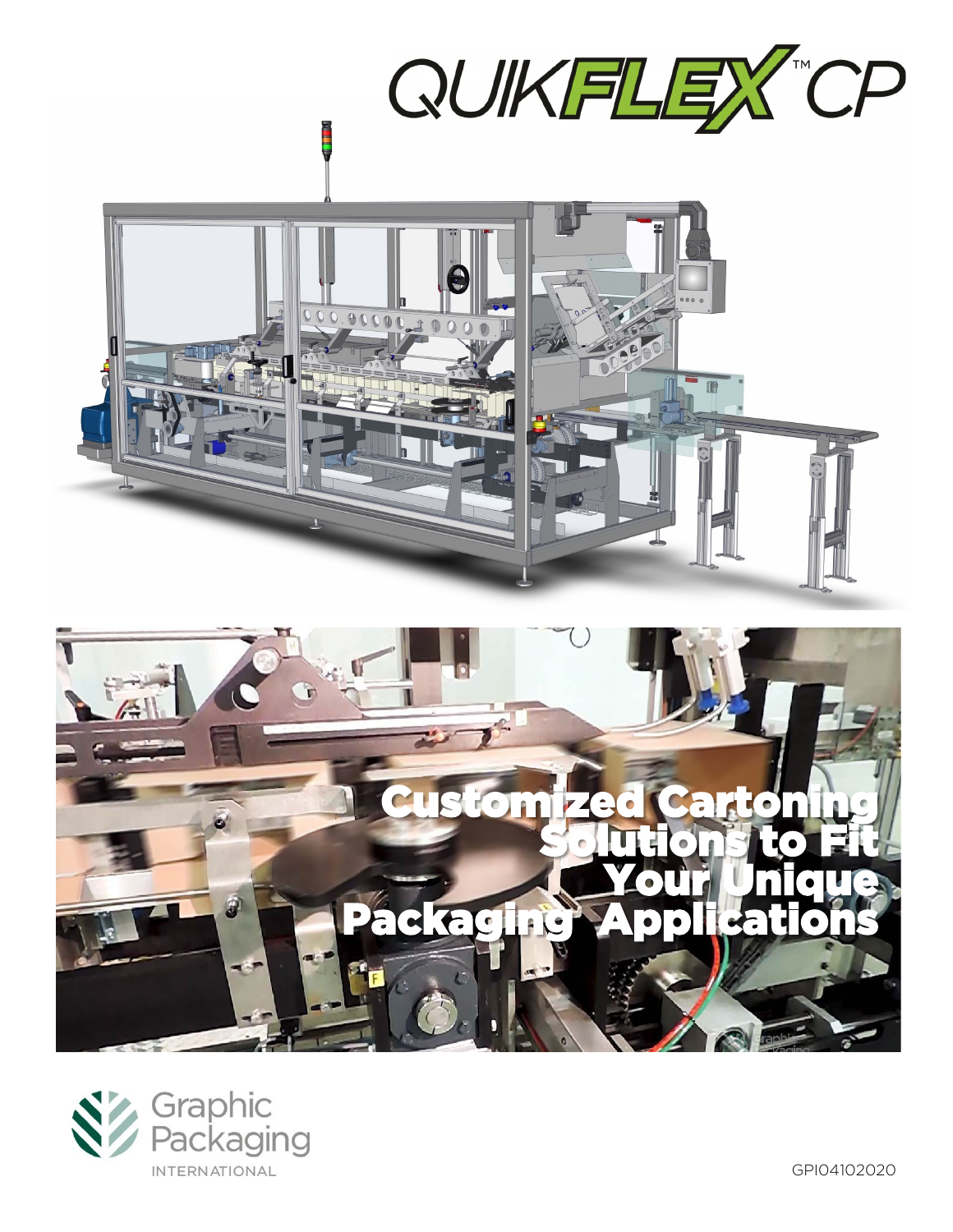# QUIKFLEX™ CP

## Customized Cartoning Solutions to Fit Your Unique Packaging Applications

Graphic Packaging INTERNATIONAL

GPI04102020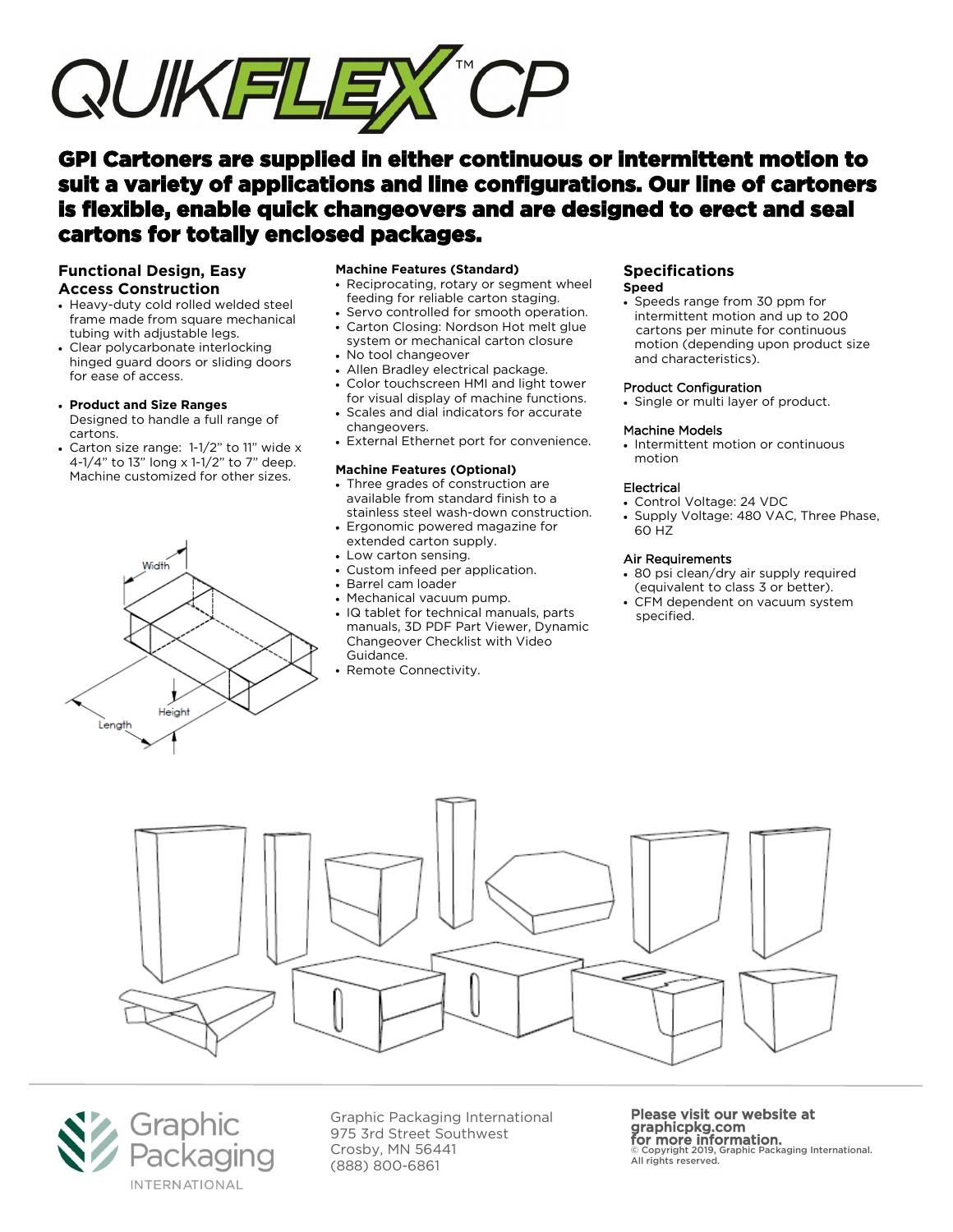# QUIKFLEX™ CP

## GPI Cartoners are supplied in either continuous or intermittent motion to suit a variety of applications and line configurations. Our line of cartoners is flexible, enable quick changeovers and are designed to erect and seal cartons for totally enclosed packages.

### Functional Design, Easy Access Construction

- Heavy-duty cold rolled welded steel frame made from square mechanical tubing with adjustable legs.
- Clear polycarbonate interlocking hinged guard doors or sliding doors for ease of access.

- **Product and Size Ranges**
  Designed to handle a full range of cartons.
- Carton size range: 1-1/2" to 11" wide x 4-1/4" to 13" long x 1-1/2" to 7" deep. Machine customized for other sizes.

Width

Height

Length

### Machine Features (Standard)

- Reciprocating, rotary or segment wheel feeding for reliable carton staging.
- Servo controlled for smooth operation.
- Carton Closing: Nordson Hot melt glue system or mechanical carton closure
- No tool changeover
- Allen Bradley electrical package.
- Color touchscreen HMI and light tower for visual display of machine functions.
- Scales and dial indicators for accurate changeovers.
- External Ethernet port for convenience.

### Machine Features (Optional)

- Three grades of construction are available from standard finish to a stainless steel wash-down construction.
- Ergonomic powered magazine for extended carton supply.
- Low carton sensing.
- Custom infeed per application.
- Barrel cam loader
- Mechanical vacuum pump.
- IQ tablet for technical manuals, parts manuals, 3D PDF Part Viewer, Dynamic Changeover Checklist with Video Guidance.
- Remote Connectivity.

### Specifications

**Speed**

- Speeds range from 30 ppm for intermittent motion and up to 200 cartons per minute for continuous motion (depending upon product size and characteristics).

**Product Configuration**

- Single or multi layer of product.

**Machine Models**

- Intermittent motion or continuous motion

**Electrical**

- Control Voltage: 24 VDC
- Supply Voltage: 480 VAC, Three Phase, 60 HZ

**Air Requirements**

- 80 psi clean/dry air supply required (equivalent to class 3 or better).
- CFM dependent on vacuum system specified.

---

Graphic Packaging INTERNATIONAL

Graphic Packaging International
975 3rd Street Southwest
Crosby, MN 56441
(888) 800-6861

**Please visit our website at graphicpkg.com for more information.**
© Copyright 2019, Graphic Packaging International. All rights reserved.